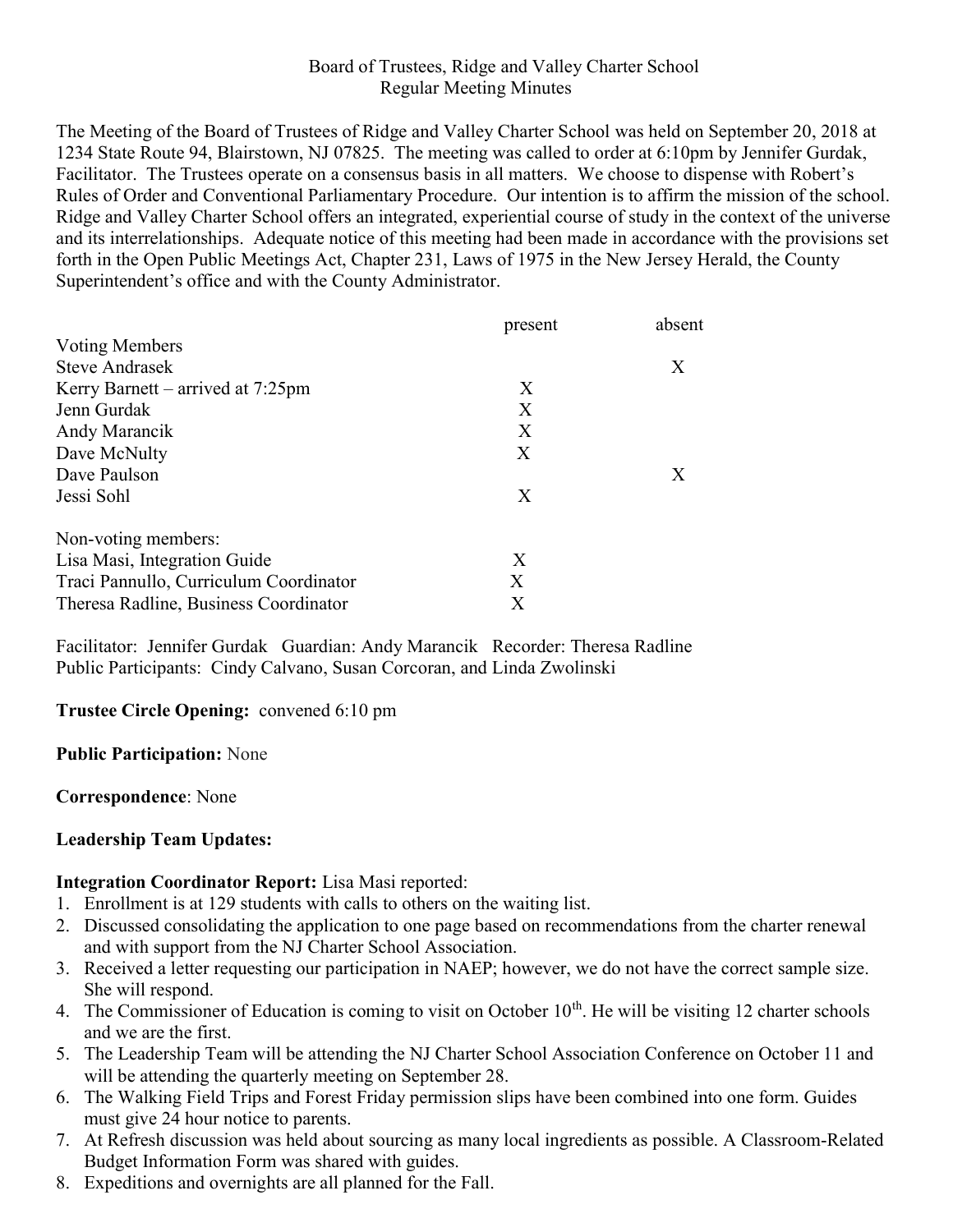# Board of Trustees, Ridge and Valley Charter School
## Regular Meeting Minutes

The Meeting of the Board of Trustees of Ridge and Valley Charter School was held on September 20, 2018 at 1234 State Route 94, Blairstown, NJ 07825. The meeting was called to order at 6:10pm by Jennifer Gurdak, Facilitator. The Trustees operate on a consensus basis in all matters. We choose to dispense with Robert's Rules of Order and Conventional Parliamentary Procedure. Our intention is to affirm the mission of the school. Ridge and Valley Charter School offers an integrated, experiential course of study in the context of the universe and its interrelationships. Adequate notice of this meeting had been made in accordance with the provisions set forth in the Open Public Meetings Act, Chapter 231, Laws of 1975 in the New Jersey Herald, the County Superintendent's office and with the County Administrator.

| | present | absent |
|---|---|---|
| Voting Members | | |
| Steve Andrasek | | X |
| Kerry Barnett – arrived at 7:25pm | X | |
| Jenn Gurdak | X | |
| Andy Marancik | X | |
| Dave McNulty | X | |
| Dave Paulson | | X |
| Jessi Sohl | X | |
| Non-voting members: | | |
| Lisa Masi, Integration Guide | X | |
| Traci Pannullo, Curriculum Coordinator | X | |
| Theresa Radline, Business Coordinator | X | |

Facilitator: Jennifer Gurdak Guardian: Andy Marancik Recorder: Theresa Radline
Public Participants: Cindy Calvano, Susan Corcoran, and Linda Zwolinski

**Trustee Circle Opening:** convened 6:10 pm

**Public Participation:** None

**Correspondence**: None

**Leadership Team Updates:**

**Integration Coordinator Report:** Lisa Masi reported:

1. Enrollment is at 129 students with calls to others on the waiting list.
2. Discussed consolidating the application to one page based on recommendations from the charter renewal and with support from the NJ Charter School Association.
3. Received a letter requesting our participation in NAEP; however, we do not have the correct sample size. She will respond.
4. The Commissioner of Education is coming to visit on October 10th. He will be visiting 12 charter schools and we are the first.
5. The Leadership Team will be attending the NJ Charter School Association Conference on October 11 and will be attending the quarterly meeting on September 28.
6. The Walking Field Trips and Forest Friday permission slips have been combined into one form. Guides must give 24 hour notice to parents.
7. At Refresh discussion was held about sourcing as many local ingredients as possible. A Classroom-Related Budget Information Form was shared with guides.
8. Expeditions and overnights are all planned for the Fall.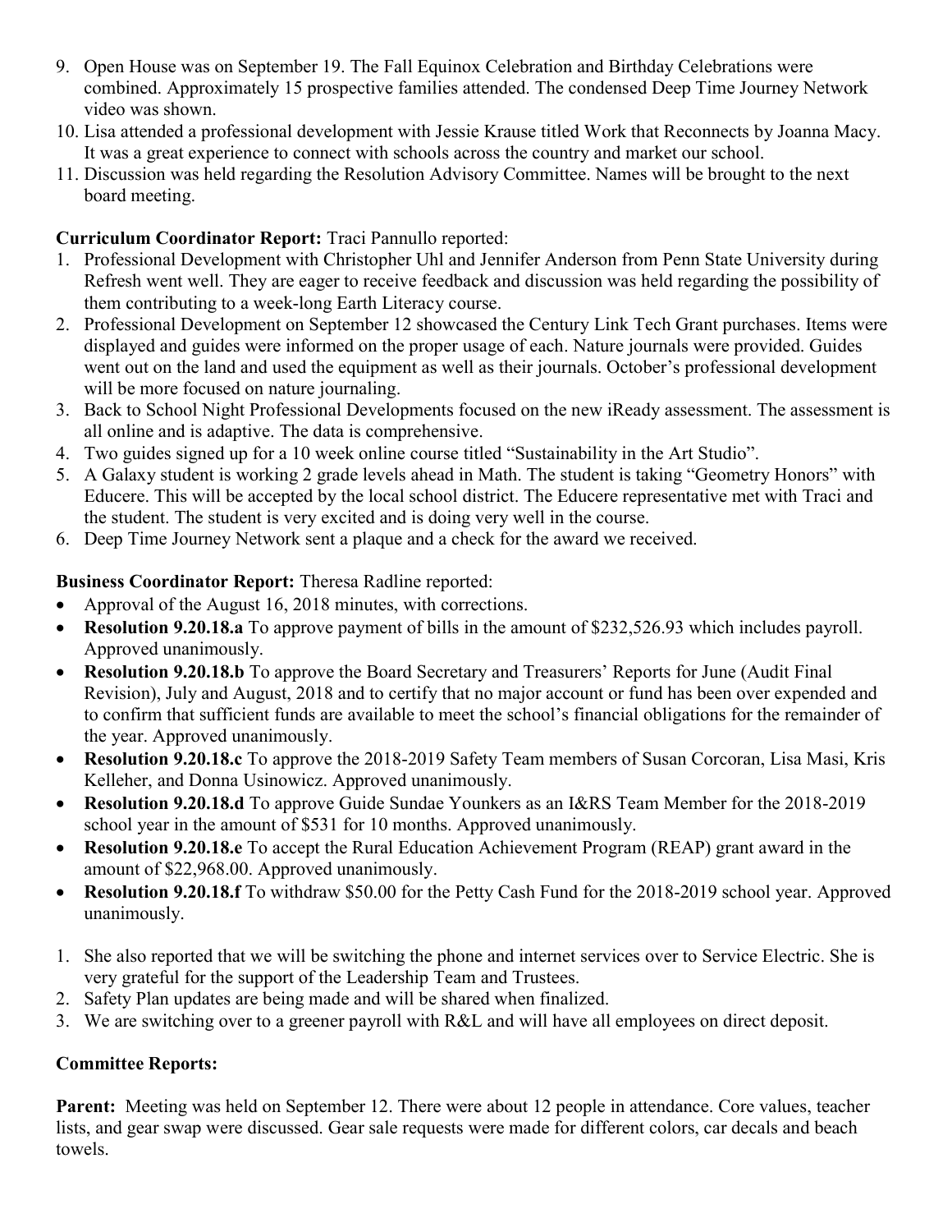9. Open House was on September 19. The Fall Equinox Celebration and Birthday Celebrations were combined. Approximately 15 prospective families attended. The condensed Deep Time Journey Network video was shown.
10. Lisa attended a professional development with Jessie Krause titled Work that Reconnects by Joanna Macy. It was a great experience to connect with schools across the country and market our school.
11. Discussion was held regarding the Resolution Advisory Committee. Names will be brought to the next board meeting.

**Curriculum Coordinator Report:** Traci Pannullo reported:

1. Professional Development with Christopher Uhl and Jennifer Anderson from Penn State University during Refresh went well. They are eager to receive feedback and discussion was held regarding the possibility of them contributing to a week-long Earth Literacy course.
2. Professional Development on September 12 showcased the Century Link Tech Grant purchases. Items were displayed and guides were informed on the proper usage of each. Nature journals were provided. Guides went out on the land and used the equipment as well as their journals. October's professional development will be more focused on nature journaling.
3. Back to School Night Professional Developments focused on the new iReady assessment. The assessment is all online and is adaptive. The data is comprehensive.
4. Two guides signed up for a 10 week online course titled "Sustainability in the Art Studio".
5. A Galaxy student is working 2 grade levels ahead in Math. The student is taking "Geometry Honors" with Educere. This will be accepted by the local school district. The Educere representative met with Traci and the student. The student is very excited and is doing very well in the course.
6. Deep Time Journey Network sent a plaque and a check for the award we received.

**Business Coordinator Report:** Theresa Radline reported:

- Approval of the August 16, 2018 minutes, with corrections.
- **Resolution 9.20.18.a** To approve payment of bills in the amount of $232,526.93 which includes payroll. Approved unanimously.
- **Resolution 9.20.18.b** To approve the Board Secretary and Treasurers' Reports for June (Audit Final Revision), July and August, 2018 and to certify that no major account or fund has been over expended and to confirm that sufficient funds are available to meet the school's financial obligations for the remainder of the year. Approved unanimously.
- **Resolution 9.20.18.c** To approve the 2018-2019 Safety Team members of Susan Corcoran, Lisa Masi, Kris Kelleher, and Donna Usinowicz. Approved unanimously.
- **Resolution 9.20.18.d** To approve Guide Sundae Younkers as an I&RS Team Member for the 2018-2019 school year in the amount of $531 for 10 months. Approved unanimously.
- **Resolution 9.20.18.e** To accept the Rural Education Achievement Program (REAP) grant award in the amount of $22,968.00. Approved unanimously.
- **Resolution 9.20.18.f** To withdraw $50.00 for the Petty Cash Fund for the 2018-2019 school year. Approved unanimously.

1. She also reported that we will be switching the phone and internet services over to Service Electric. She is very grateful for the support of the Leadership Team and Trustees.
2. Safety Plan updates are being made and will be shared when finalized.
3. We are switching over to a greener payroll with R&L and will have all employees on direct deposit.

**Committee Reports:**

**Parent:** Meeting was held on September 12. There were about 12 people in attendance. Core values, teacher lists, and gear swap were discussed. Gear sale requests were made for different colors, car decals and beach towels.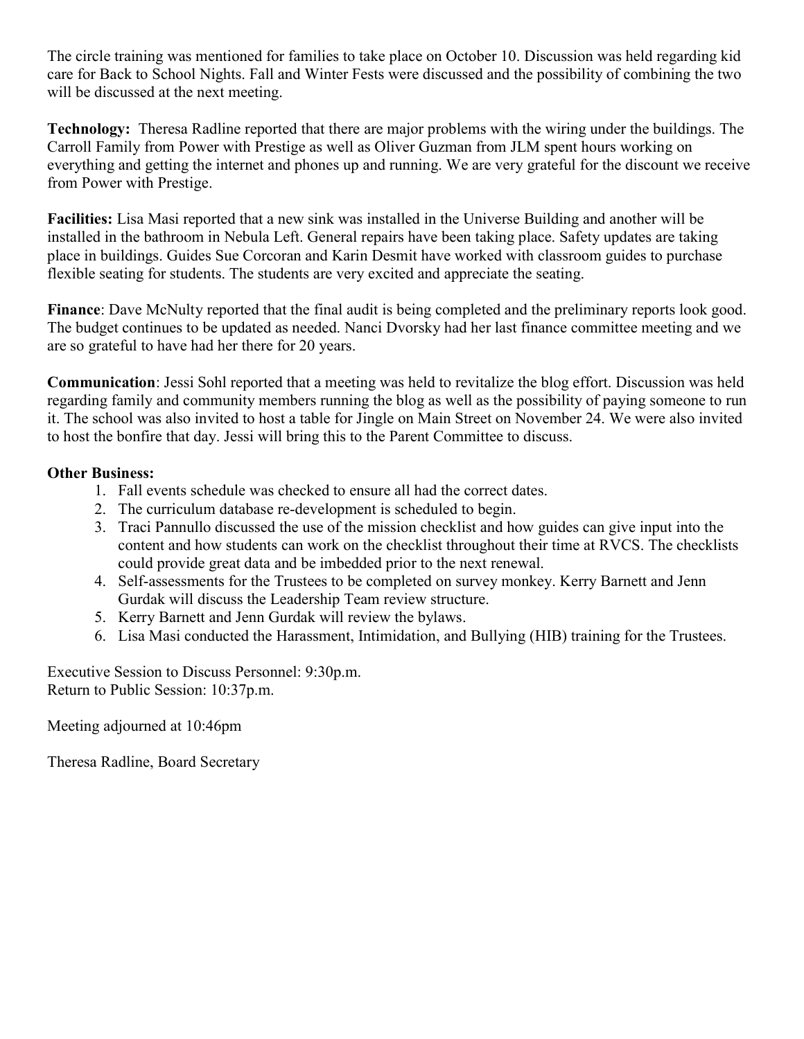The circle training was mentioned for families to take place on October 10. Discussion was held regarding kid care for Back to School Nights. Fall and Winter Fests were discussed and the possibility of combining the two will be discussed at the next meeting.

**Technology:** Theresa Radline reported that there are major problems with the wiring under the buildings. The Carroll Family from Power with Prestige as well as Oliver Guzman from JLM spent hours working on everything and getting the internet and phones up and running. We are very grateful for the discount we receive from Power with Prestige.

**Facilities:** Lisa Masi reported that a new sink was installed in the Universe Building and another will be installed in the bathroom in Nebula Left. General repairs have been taking place. Safety updates are taking place in buildings. Guides Sue Corcoran and Karin Desmit have worked with classroom guides to purchase flexible seating for students. The students are very excited and appreciate the seating.

**Finance**: Dave McNulty reported that the final audit is being completed and the preliminary reports look good. The budget continues to be updated as needed. Nanci Dvorsky had her last finance committee meeting and we are so grateful to have had her there for 20 years.

**Communication**: Jessi Sohl reported that a meeting was held to revitalize the blog effort. Discussion was held regarding family and community members running the blog as well as the possibility of paying someone to run it. The school was also invited to host a table for Jingle on Main Street on November 24. We were also invited to host the bonfire that day. Jessi will bring this to the Parent Committee to discuss.

**Other Business:**

1. Fall events schedule was checked to ensure all had the correct dates.
2. The curriculum database re-development is scheduled to begin.
3. Traci Pannullo discussed the use of the mission checklist and how guides can give input into the content and how students can work on the checklist throughout their time at RVCS. The checklists could provide great data and be imbedded prior to the next renewal.
4. Self-assessments for the Trustees to be completed on survey monkey. Kerry Barnett and Jenn Gurdak will discuss the Leadership Team review structure.
5. Kerry Barnett and Jenn Gurdak will review the bylaws.
6. Lisa Masi conducted the Harassment, Intimidation, and Bullying (HIB) training for the Trustees.

Executive Session to Discuss Personnel: 9:30p.m.
Return to Public Session: 10:37p.m.

Meeting adjourned at 10:46pm

Theresa Radline, Board Secretary